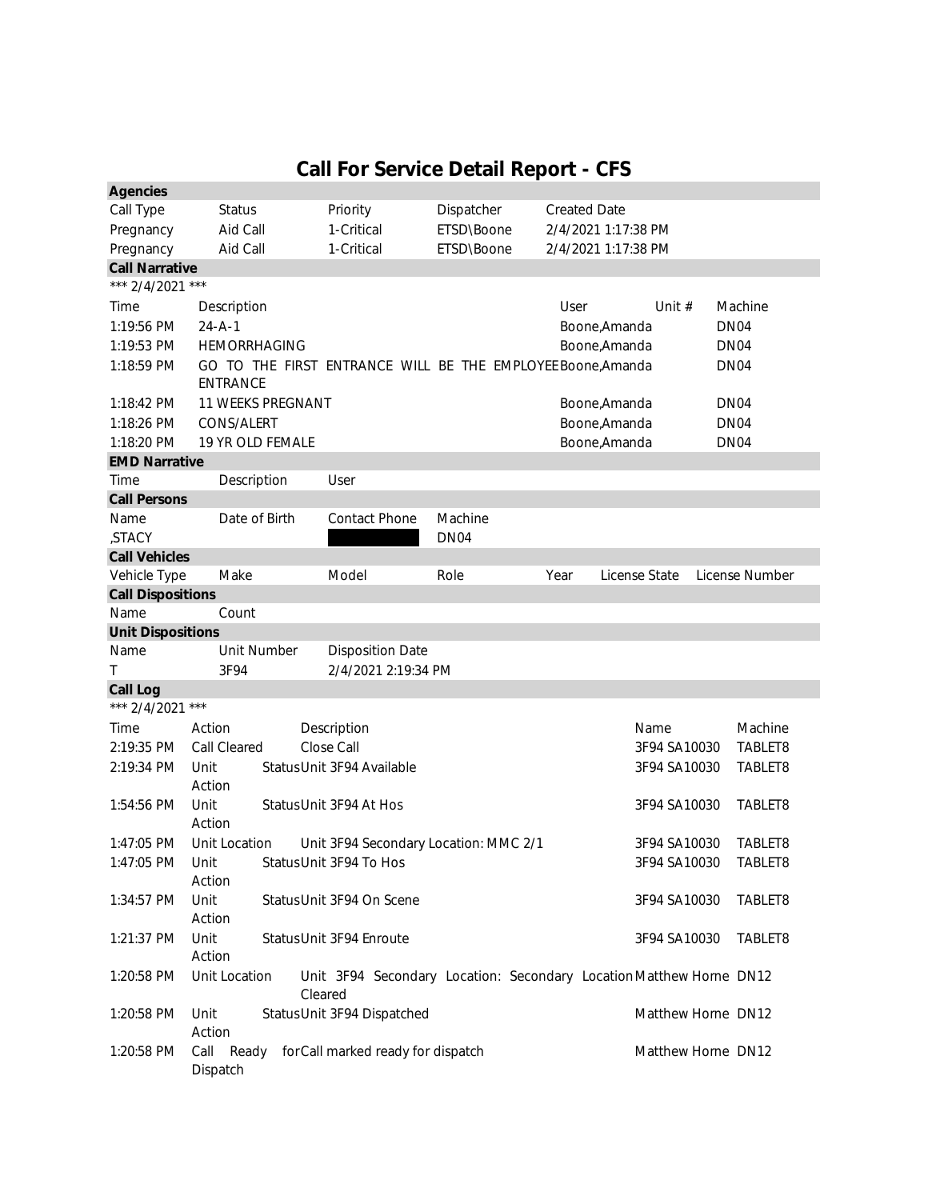# Call For Service Detail Report - CFS

**Agencies**

| Call Type | Status | Priority | Dispatcher | Created Date |
|---|---|---|---|---|
| Pregnancy | Aid Call | 1-Critical | ETSD\Boone | 2/4/2021 1:17:38 PM |
| Pregnancy | Aid Call | 1-Critical | ETSD\Boone | 2/4/2021 1:17:38 PM |

**Call Narrative**

*** 2/4/2021 ***

| Time | Description | User | Unit # | Machine |
|---|---|---|---|---|
| 1:19:56 PM | 24-A-1 | Boone,Amanda | | DN04 |
| 1:19:53 PM | HEMORRHAGING | Boone,Amanda | | DN04 |
| 1:18:59 PM | GO TO THE FIRST ENTRANCE WILL BE THE EMPLOYEE ENTRANCE | Boone,Amanda | | DN04 |
| 1:18:42 PM | 11 WEEKS PREGNANT | Boone,Amanda | | DN04 |
| 1:18:26 PM | CONS/ALERT | Boone,Amanda | | DN04 |
| 1:18:20 PM | 19 YR OLD FEMALE | Boone,Amanda | | DN04 |

**EMD Narrative**

| Time | Description | User |
|---|---|---|

**Call Persons**

| Name | Date of Birth | Contact Phone | Machine |
|---|---|---|---|
| ,STACY | | [REDACTED] | DN04 |

**Call Vehicles**

| Vehicle Type | Make | Model | Role | Year | License State | License Number |
|---|---|---|---|---|---|---|

**Call Dispositions**

| Name | Count |
|---|---|

**Unit Dispositions**

| Name | Unit Number | Disposition Date |
|---|---|---|
| T | 3F94 | 2/4/2021 2:19:34 PM |

**Call Log**

*** 2/4/2021 ***

| Time | Action | Description | Name | Machine |
|---|---|---|---|---|
| 2:19:35 PM | Call Cleared | Close Call | 3F94 SA10030 | TABLET8 |
| 2:19:34 PM | Unit Status Action | Unit 3F94 Available | 3F94 SA10030 | TABLET8 |
| 1:54:56 PM | Unit Status Action | Unit 3F94 At Hos | 3F94 SA10030 | TABLET8 |
| 1:47:05 PM | Unit Location | Unit 3F94 Secondary Location: MMC 2/1 | 3F94 SA10030 | TABLET8 |
| 1:47:05 PM | Unit Status Action | Unit 3F94 To Hos | 3F94 SA10030 | TABLET8 |
| 1:34:57 PM | Unit Status Action | Unit 3F94 On Scene | 3F94 SA10030 | TABLET8 |
| 1:21:37 PM | Unit Status Action | Unit 3F94 Enroute | 3F94 SA10030 | TABLET8 |
| 1:20:58 PM | Unit Location | Unit 3F94 Secondary Location: Secondary Location Cleared | Matthew Horne | DN12 |
| 1:20:58 PM | Unit Status Action | Unit 3F94 Dispatched | Matthew Horne | DN12 |
| 1:20:58 PM | Call Ready for Dispatch | Call marked ready for dispatch | Matthew Horne | DN12 |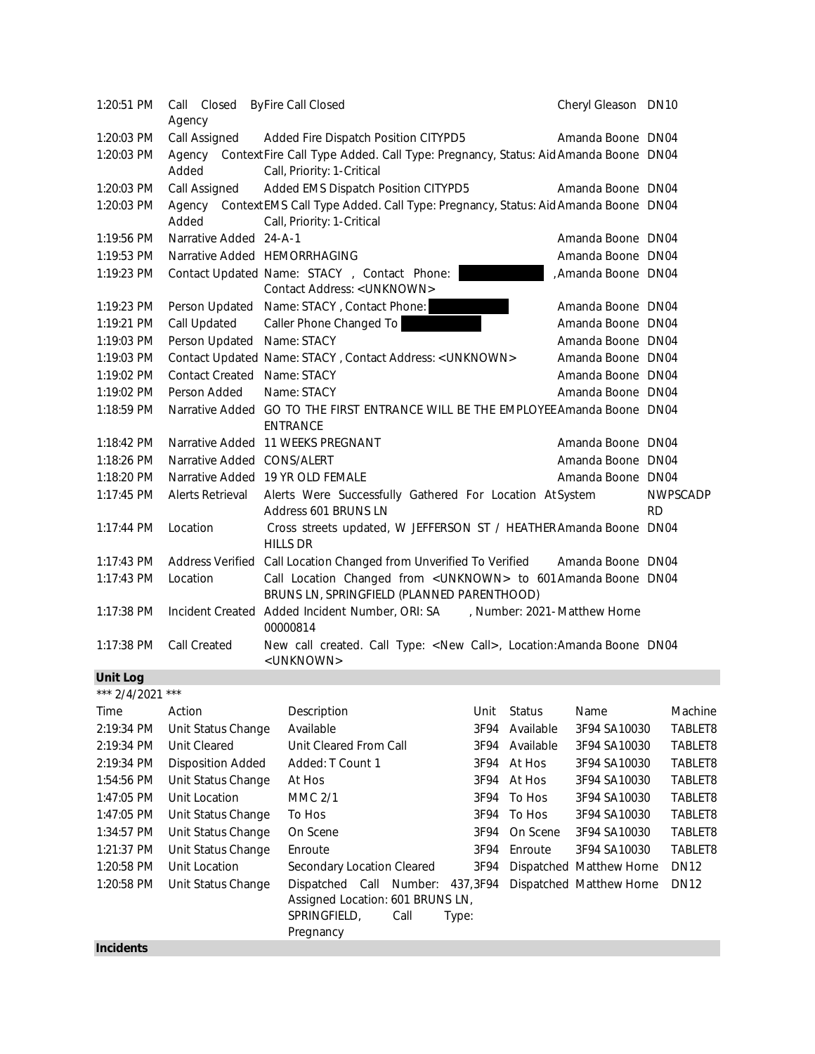| | | | | |
|---|---|---|---|---|
| 1:20:51 PM | Call Closed By Agency | Fire Call Closed | Cheryl Gleason | DN10 |
| 1:20:03 PM | Call Assigned | Added Fire Dispatch Position CITYPD5 | Amanda Boone | DN04 |
| 1:20:03 PM | Agency Context Added | Fire Call Type Added. Call Type: Pregnancy, Status: Aid Call, Priority: 1-Critical | Amanda Boone | DN04 |
| 1:20:03 PM | Call Assigned | Added EMS Dispatch Position CITYPD5 | Amanda Boone | DN04 |
| 1:20:03 PM | Agency Context Added | EMS Call Type Added. Call Type: Pregnancy, Status: Aid Call, Priority: 1-Critical | Amanda Boone | DN04 |
| 1:19:56 PM | Narrative Added | 24-A-1 | Amanda Boone | DN04 |
| 1:19:53 PM | Narrative Added | HEMORRHAGING | Amanda Boone | DN04 |
| 1:19:23 PM | Contact Updated | Name: STACY , Contact Phone: , Contact Address: <UNKNOWN> | Amanda Boone | DN04 |
| 1:19:23 PM | Person Updated | Name: STACY , Contact Phone: | Amanda Boone | DN04 |
| 1:19:21 PM | Call Updated | Caller Phone Changed To | Amanda Boone | DN04 |
| 1:19:03 PM | Person Updated | Name: STACY | Amanda Boone | DN04 |
| 1:19:03 PM | Contact Updated | Name: STACY , Contact Address: <UNKNOWN> | Amanda Boone | DN04 |
| 1:19:02 PM | Contact Created | Name: STACY | Amanda Boone | DN04 |
| 1:19:02 PM | Person Added | Name: STACY | Amanda Boone | DN04 |
| 1:18:59 PM | Narrative Added | GO TO THE FIRST ENTRANCE WILL BE THE EMPLOYEE ENTRANCE | Amanda Boone | DN04 |
| 1:18:42 PM | Narrative Added | 11 WEEKS PREGNANT | Amanda Boone | DN04 |
| 1:18:26 PM | Narrative Added | CONS/ALERT | Amanda Boone | DN04 |
| 1:18:20 PM | Narrative Added | 19 YR OLD FEMALE | Amanda Boone | DN04 |
| 1:17:45 PM | Alerts Retrieval | Alerts Were Successfully Gathered For Location At Address 601 BRUNS LN | System | NWPSCADPRD |
| 1:17:44 PM | Location | Cross streets updated, W JEFFERSON ST / HEATHER HILLS DR | Amanda Boone | DN04 |
| 1:17:43 PM | Address Verified | Call Location Changed from Unverified To Verified | Amanda Boone | DN04 |
| 1:17:43 PM | Location | Call Location Changed from <UNKNOWN> to 601 BRUNS LN, SPRINGFIELD (PLANNED PARENTHOOD) | Amanda Boone | DN04 |
| 1:17:38 PM | Incident Created | Added Incident Number, ORI: SA , Number: 2021-00000814 | Matthew Horne | |
| 1:17:38 PM | Call Created | New call created. Call Type: <New Call>, Location: <UNKNOWN> | Amanda Boone | DN04 |

## Unit Log

*** 2/4/2021 ***

| Time | Action | Description | Unit | Status | Name | Machine |
|---|---|---|---|---|---|---|
| 2:19:34 PM | Unit Status Change | Available | 3F94 | Available | 3F94 SA10030 | TABLET8 |
| 2:19:34 PM | Unit Cleared | Unit Cleared From Call | 3F94 | Available | 3F94 SA10030 | TABLET8 |
| 2:19:34 PM | Disposition Added | Added: T Count 1 | 3F94 | At Hos | 3F94 SA10030 | TABLET8 |
| 1:54:56 PM | Unit Status Change | At Hos | 3F94 | At Hos | 3F94 SA10030 | TABLET8 |
| 1:47:05 PM | Unit Location | MMC 2/1 | 3F94 | To Hos | 3F94 SA10030 | TABLET8 |
| 1:47:05 PM | Unit Status Change | To Hos | 3F94 | To Hos | 3F94 SA10030 | TABLET8 |
| 1:34:57 PM | Unit Status Change | On Scene | 3F94 | On Scene | 3F94 SA10030 | TABLET8 |
| 1:21:37 PM | Unit Status Change | Enroute | 3F94 | Enroute | 3F94 SA10030 | TABLET8 |
| 1:20:58 PM | Unit Location | Secondary Location Cleared | 3F94 | Dispatched | Matthew Horne | DN12 |
| 1:20:58 PM | Unit Status Change | Dispatched Call Number: 437, Assigned Location: 601 BRUNS LN, SPRINGFIELD, Call Type: Pregnancy | 3F94 | Dispatched | Matthew Horne | DN12 |

## Incidents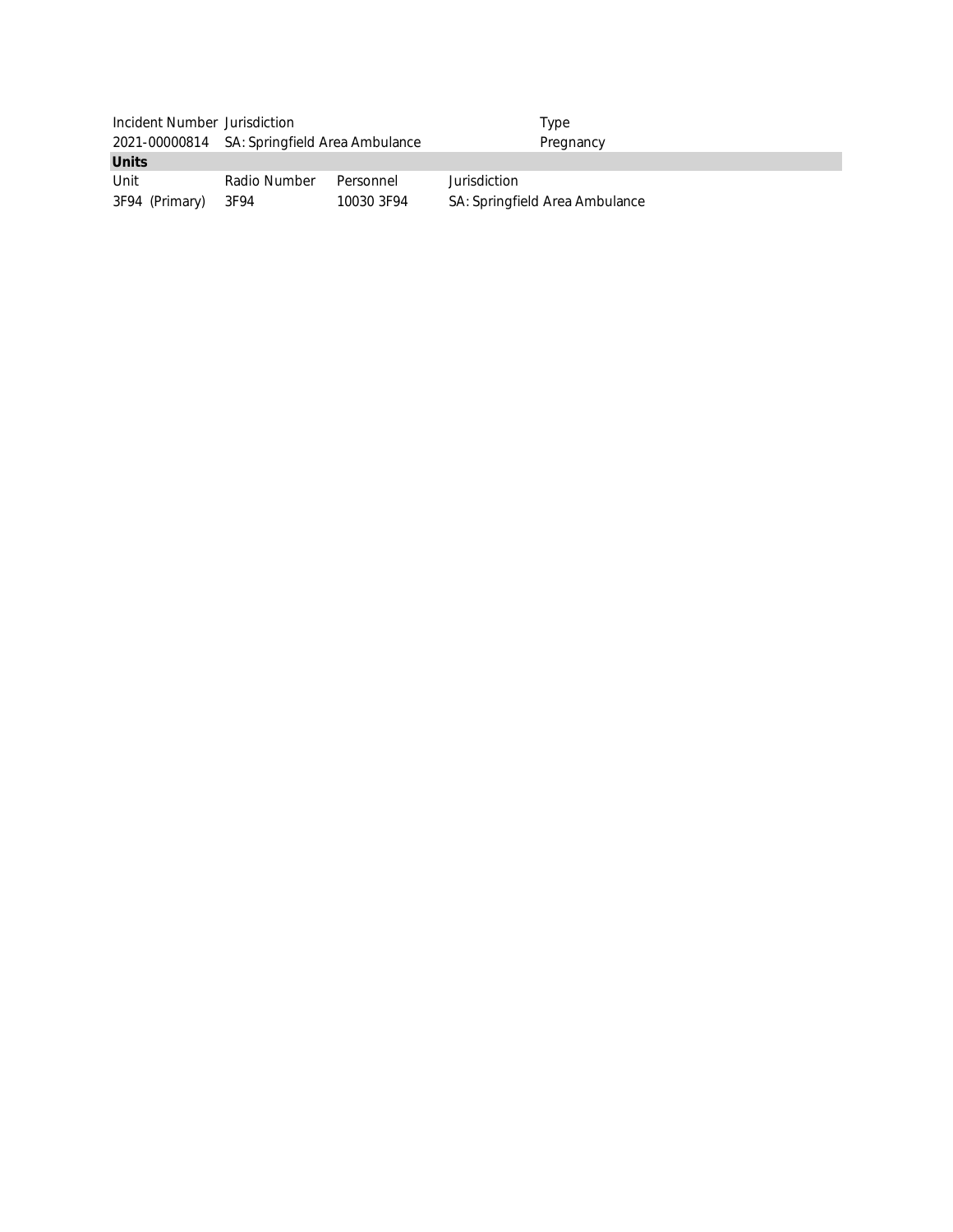| Incident Number | Jurisdiction | Type |
|---|---|---|
| 2021-00000814 | SA: Springfield Area Ambulance | Pregnancy |

**Units**

| Unit | Radio Number | Personnel | Jurisdiction |
|---|---|---|---|
| 3F94 (Primary) | 3F94 | 10030 3F94 | SA: Springfield Area Ambulance |